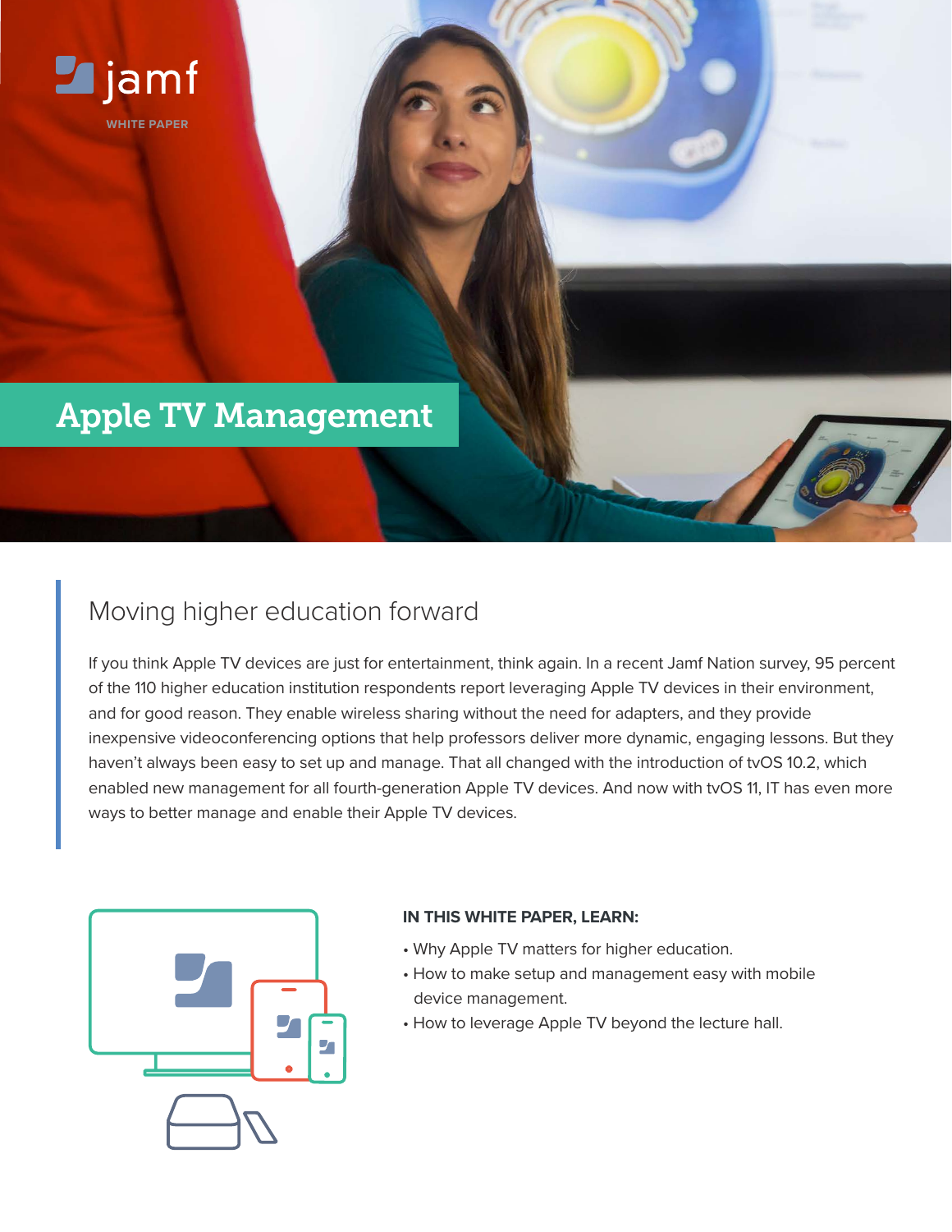jamf

WHITE PAPER

# Apple TV Management

## Moving higher education forward

If you think Apple TV devices are just for entertainment, think again. In a recent Jamf Nation survey, 95 percent of the 110 higher education institution respondents report leveraging Apple TV devices in their environment, and for good reason. They enable wireless sharing without the need for adapters, and they provide inexpensive videoconferencing options that help professors deliver more dynamic, engaging lessons. But they haven't always been easy to set up and manage. That all changed with the introduction of tvOS 10.2, which enabled new management for all fourth-generation Apple TV devices. And now with tvOS 11, IT has even more ways to better manage and enable their Apple TV devices.

**IN THIS WHITE PAPER, LEARN:**

- Why Apple TV matters for higher education.
- How to make setup and management easy with mobile device management.
- How to leverage Apple TV beyond the lecture hall.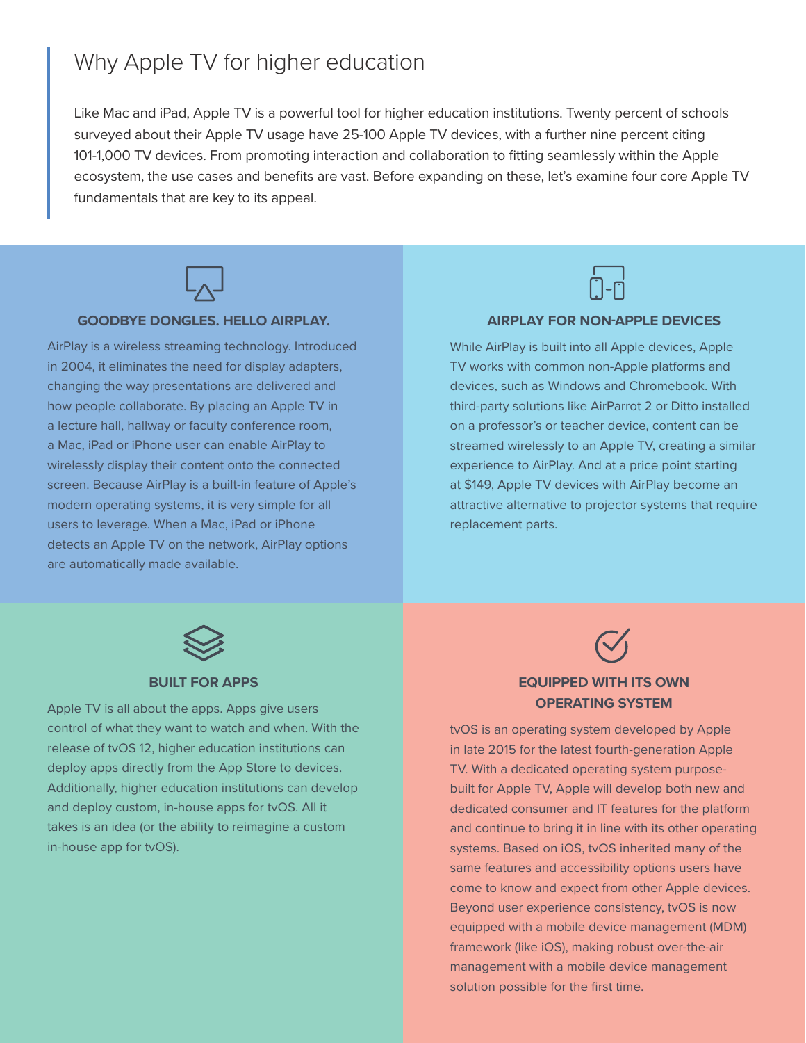# Why Apple TV for higher education

Like Mac and iPad, Apple TV is a powerful tool for higher education institutions. Twenty percent of schools surveyed about their Apple TV usage have 25-100 Apple TV devices, with a further nine percent citing 101-1,000 TV devices. From promoting interaction and collaboration to fitting seamlessly within the Apple ecosystem, the use cases and benefits are vast. Before expanding on these, let's examine four core Apple TV fundamentals that are key to its appeal.

### GOODBYE DONGLES. HELLO AIRPLAY.

AirPlay is a wireless streaming technology. Introduced in 2004, it eliminates the need for display adapters, changing the way presentations are delivered and how people collaborate. By placing an Apple TV in a lecture hall, hallway or faculty conference room, a Mac, iPad or iPhone user can enable AirPlay to wirelessly display their content onto the connected screen. Because AirPlay is a built-in feature of Apple's modern operating systems, it is very simple for all users to leverage. When a Mac, iPad or iPhone detects an Apple TV on the network, AirPlay options are automatically made available.

### AIRPLAY FOR NON-APPLE DEVICES

While AirPlay is built into all Apple devices, Apple TV works with common non-Apple platforms and devices, such as Windows and Chromebook. With third-party solutions like AirParrot 2 or Ditto installed on a professor's or teacher device, content can be streamed wirelessly to an Apple TV, creating a similar experience to AirPlay. And at a price point starting at $149, Apple TV devices with AirPlay become an attractive alternative to projector systems that require replacement parts.

### BUILT FOR APPS

Apple TV is all about the apps. Apps give users control of what they want to watch and when. With the release of tvOS 12, higher education institutions can deploy apps directly from the App Store to devices. Additionally, higher education institutions can develop and deploy custom, in-house apps for tvOS. All it takes is an idea (or the ability to reimagine a custom in-house app for tvOS).

### EQUIPPED WITH ITS OWN OPERATING SYSTEM

tvOS is an operating system developed by Apple in late 2015 for the latest fourth-generation Apple TV. With a dedicated operating system purpose-built for Apple TV, Apple will develop both new and dedicated consumer and IT features for the platform and continue to bring it in line with its other operating systems. Based on iOS, tvOS inherited many of the same features and accessibility options users have come to know and expect from other Apple devices. Beyond user experience consistency, tvOS is now equipped with a mobile device management (MDM) framework (like iOS), making robust over-the-air management with a mobile device management solution possible for the first time.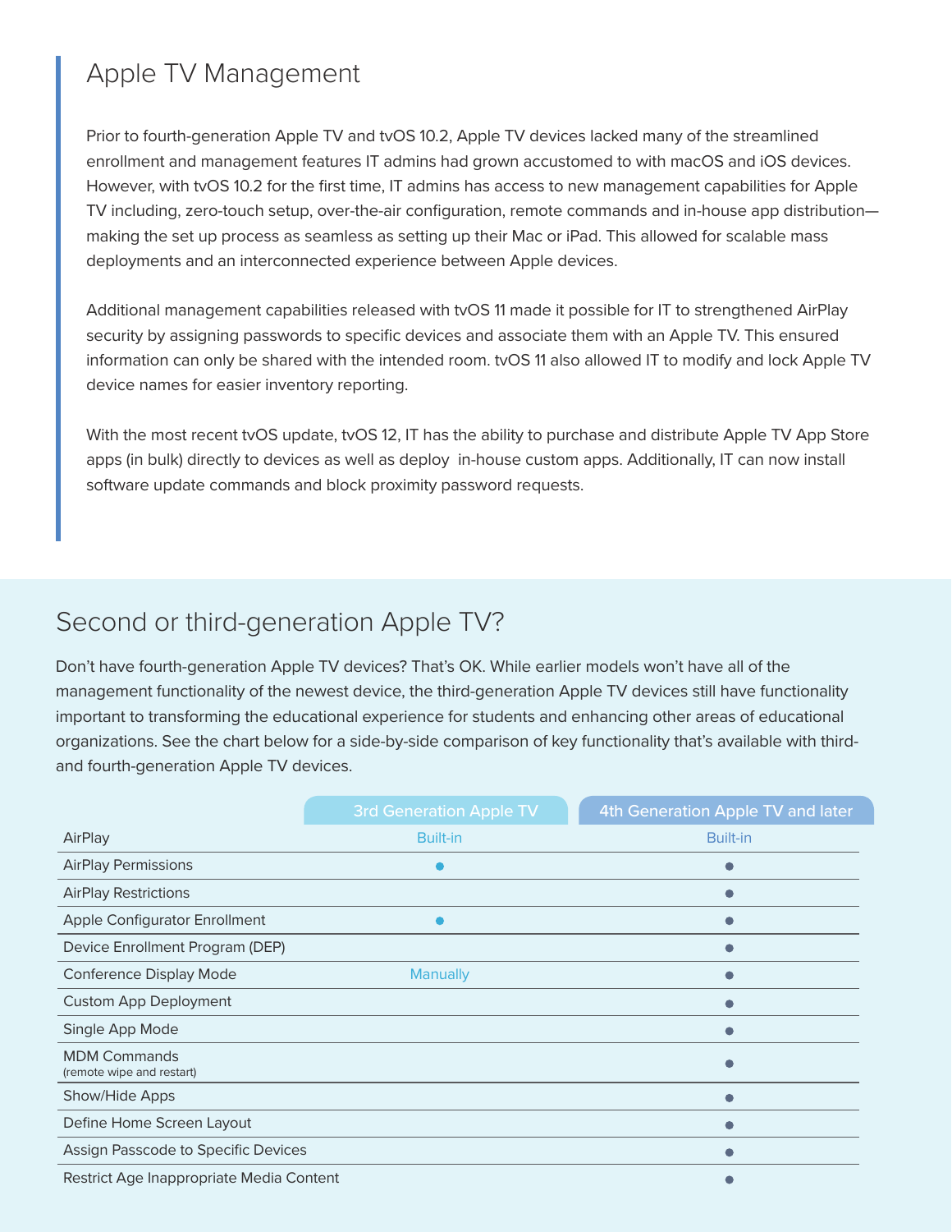## Apple TV Management

Prior to fourth-generation Apple TV and tvOS 10.2, Apple TV devices lacked many of the streamlined enrollment and management features IT admins had grown accustomed to with macOS and iOS devices. However, with tvOS 10.2 for the first time, IT admins has access to new management capabilities for Apple TV including, zero-touch setup, over-the-air configuration, remote commands and in-house app distribution—making the set up process as seamless as setting up their Mac or iPad. This allowed for scalable mass deployments and an interconnected experience between Apple devices.

Additional management capabilities released with tvOS 11 made it possible for IT to strengthened AirPlay security by assigning passwords to specific devices and associate them with an Apple TV. This ensured information can only be shared with the intended room. tvOS 11 also allowed IT to modify and lock Apple TV device names for easier inventory reporting.

With the most recent tvOS update, tvOS 12, IT has the ability to purchase and distribute Apple TV App Store apps (in bulk) directly to devices as well as deploy in-house custom apps. Additionally, IT can now install software update commands and block proximity password requests.

## Second or third-generation Apple TV?

Don't have fourth-generation Apple TV devices? That's OK. While earlier models won't have all of the management functionality of the newest device, the third-generation Apple TV devices still have functionality important to transforming the educational experience for students and enhancing other areas of educational organizations. See the chart below for a side-by-side comparison of key functionality that's available with third- and fourth-generation Apple TV devices.

| | 3rd Generation Apple TV | 4th Generation Apple TV and later |
|---|---|---|
| AirPlay | Built-in | Built-in |
| AirPlay Permissions | • | • |
| AirPlay Restrictions | | • |
| Apple Configurator Enrollment | • | • |
| Device Enrollment Program (DEP) | | • |
| Conference Display Mode | Manually | • |
| Custom App Deployment | | • |
| Single App Mode | | • |
| MDM Commands (remote wipe and restart) | | • |
| Show/Hide Apps | | • |
| Define Home Screen Layout | | • |
| Assign Passcode to Specific Devices | | • |
| Restrict Age Inappropriate Media Content | | • |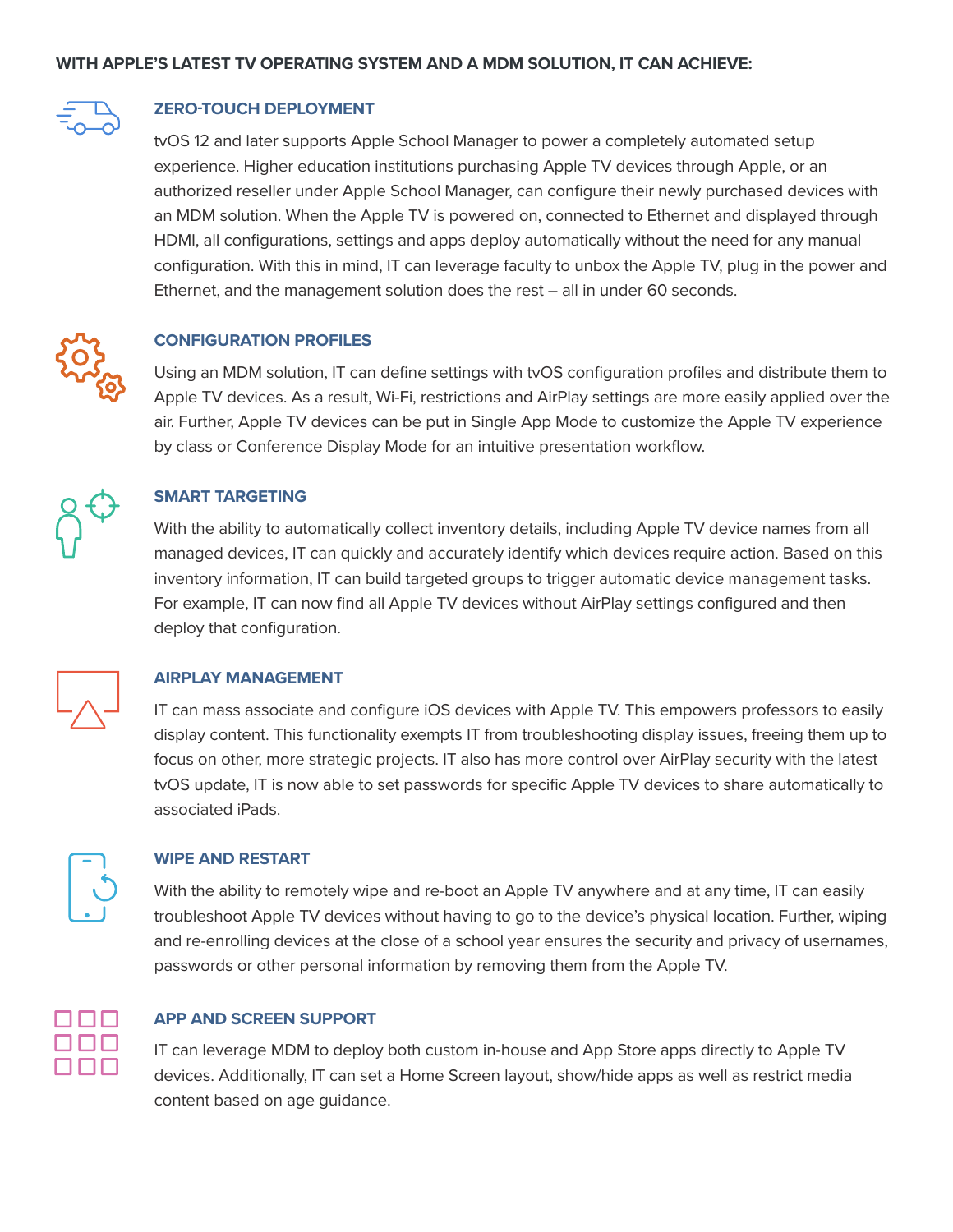## WITH APPLE'S LATEST TV OPERATING SYSTEM AND A MDM SOLUTION, IT CAN ACHIEVE:

### ZERO-TOUCH DEPLOYMENT

tvOS 12 and later supports Apple School Manager to power a completely automated setup experience. Higher education institutions purchasing Apple TV devices through Apple, or an authorized reseller under Apple School Manager, can configure their newly purchased devices with an MDM solution. When the Apple TV is powered on, connected to Ethernet and displayed through HDMI, all configurations, settings and apps deploy automatically without the need for any manual configuration. With this in mind, IT can leverage faculty to unbox the Apple TV, plug in the power and Ethernet, and the management solution does the rest – all in under 60 seconds.

### CONFIGURATION PROFILES

Using an MDM solution, IT can define settings with tvOS configuration profiles and distribute them to Apple TV devices. As a result, Wi-Fi, restrictions and AirPlay settings are more easily applied over the air. Further, Apple TV devices can be put in Single App Mode to customize the Apple TV experience by class or Conference Display Mode for an intuitive presentation workflow.

### SMART TARGETING

With the ability to automatically collect inventory details, including Apple TV device names from all managed devices, IT can quickly and accurately identify which devices require action. Based on this inventory information, IT can build targeted groups to trigger automatic device management tasks. For example, IT can now find all Apple TV devices without AirPlay settings configured and then deploy that configuration.

### AIRPLAY MANAGEMENT

IT can mass associate and configure iOS devices with Apple TV. This empowers professors to easily display content. This functionality exempts IT from troubleshooting display issues, freeing them up to focus on other, more strategic projects. IT also has more control over AirPlay security with the latest tvOS update, IT is now able to set passwords for specific Apple TV devices to share automatically to associated iPads.

### WIPE AND RESTART

With the ability to remotely wipe and re-boot an Apple TV anywhere and at any time, IT can easily troubleshoot Apple TV devices without having to go to the device's physical location. Further, wiping and re-enrolling devices at the close of a school year ensures the security and privacy of usernames, passwords or other personal information by removing them from the Apple TV.

### APP AND SCREEN SUPPORT

IT can leverage MDM to deploy both custom in-house and App Store apps directly to Apple TV devices. Additionally, IT can set a Home Screen layout, show/hide apps as well as restrict media content based on age guidance.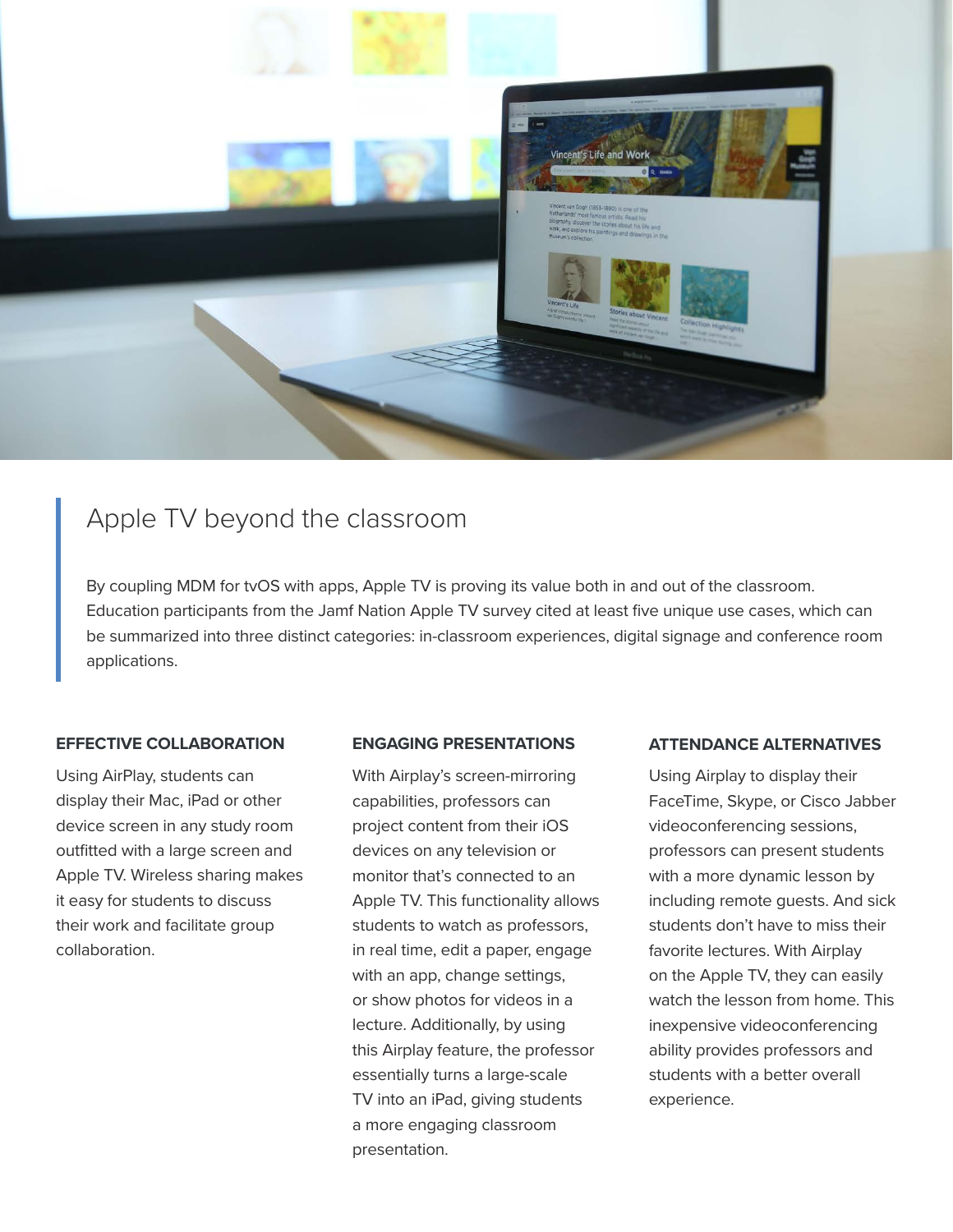## Apple TV beyond the classroom

By coupling MDM for tvOS with apps, Apple TV is proving its value both in and out of the classroom. Education participants from the Jamf Nation Apple TV survey cited at least five unique use cases, which can be summarized into three distinct categories: in-classroom experiences, digital signage and conference room applications.

**EFFECTIVE COLLABORATION**

Using AirPlay, students can display their Mac, iPad or other device screen in any study room outfitted with a large screen and Apple TV. Wireless sharing makes it easy for students to discuss their work and facilitate group collaboration.

**ENGAGING PRESENTATIONS**

With Airplay's screen-mirroring capabilities, professors can project content from their iOS devices on any television or monitor that's connected to an Apple TV. This functionality allows students to watch as professors, in real time, edit a paper, engage with an app, change settings, or show photos for videos in a lecture. Additionally, by using this Airplay feature, the professor essentially turns a large-scale TV into an iPad, giving students a more engaging classroom presentation.

**ATTENDANCE ALTERNATIVES**

Using Airplay to display their FaceTime, Skype, or Cisco Jabber videoconferencing sessions, professors can present students with a more dynamic lesson by including remote guests. And sick students don't have to miss their favorite lectures. With Airplay on the Apple TV, they can easily watch the lesson from home. This inexpensive videoconferencing ability provides professors and students with a better overall experience.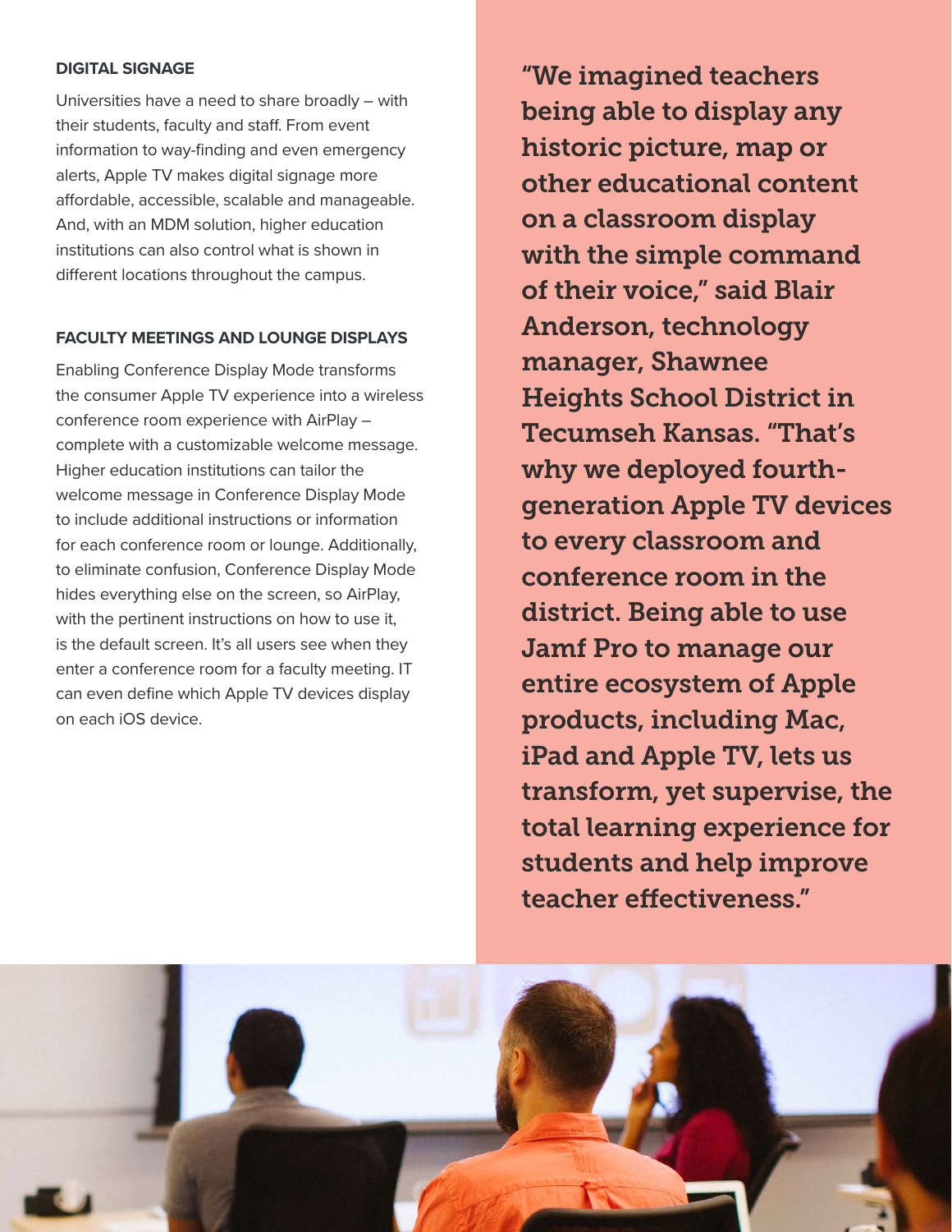### DIGITAL SIGNAGE

Universities have a need to share broadly – with their students, faculty and staff. From event information to way-finding and even emergency alerts, Apple TV makes digital signage more affordable, accessible, scalable and manageable. And, with an MDM solution, higher education institutions can also control what is shown in different locations throughout the campus.

### FACULTY MEETINGS AND LOUNGE DISPLAYS

Enabling Conference Display Mode transforms the consumer Apple TV experience into a wireless conference room experience with AirPlay – complete with a customizable welcome message. Higher education institutions can tailor the welcome message in Conference Display Mode to include additional instructions or information for each conference room or lounge. Additionally, to eliminate confusion, Conference Display Mode hides everything else on the screen, so AirPlay, with the pertinent instructions on how to use it, is the default screen. It's all users see when they enter a conference room for a faculty meeting. IT can even define which Apple TV devices display on each iOS device.

**"We imagined teachers being able to display any historic picture, map or other educational content on a classroom display with the simple command of their voice," said Blair Anderson, technology manager, Shawnee Heights School District in Tecumseh Kansas. "That's why we deployed fourth-generation Apple TV devices to every classroom and conference room in the district. Being able to use Jamf Pro to manage our entire ecosystem of Apple products, including Mac, iPad and Apple TV, lets us transform, yet supervise, the total learning experience for students and help improve teacher effectiveness."**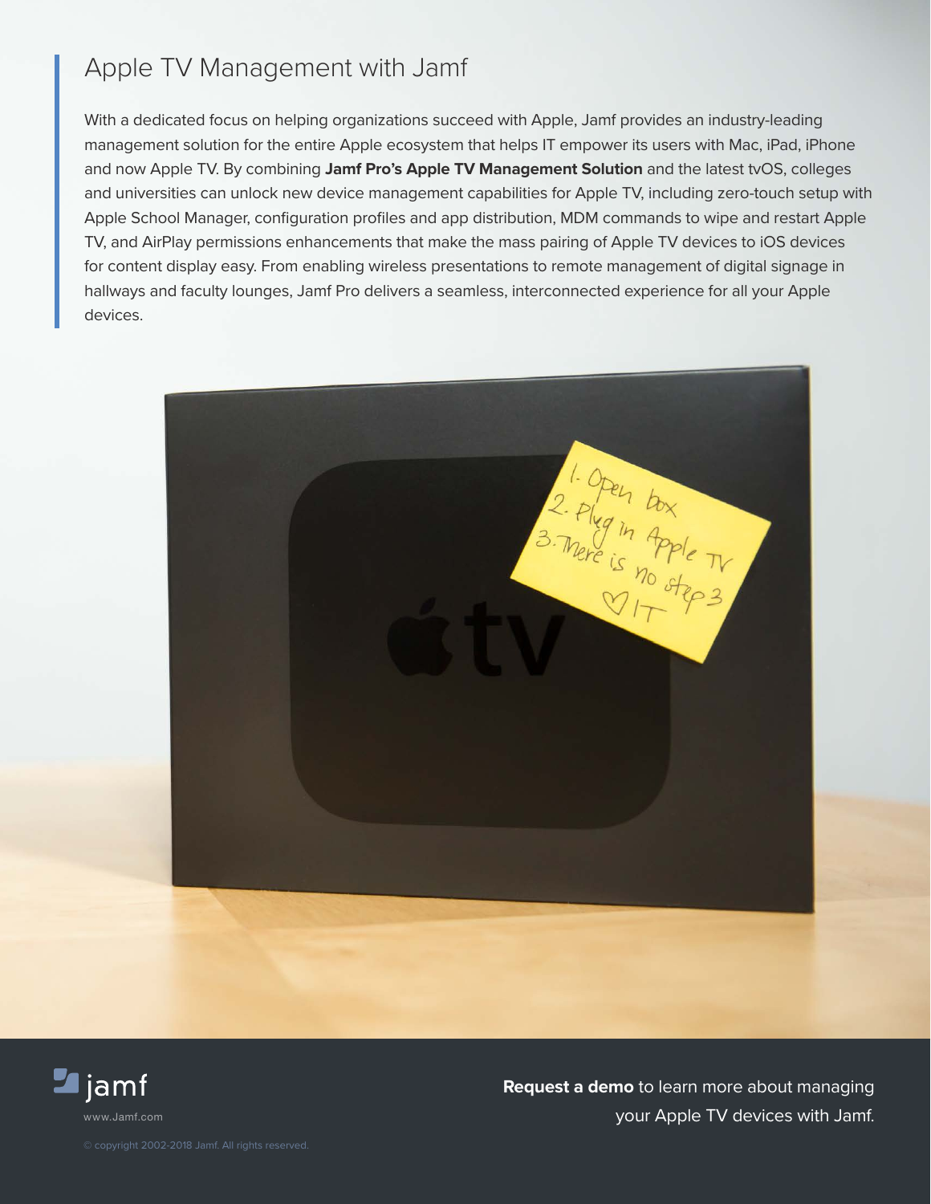## Apple TV Management with Jamf

With a dedicated focus on helping organizations succeed with Apple, Jamf provides an industry-leading management solution for the entire Apple ecosystem that helps IT empower its users with Mac, iPad, iPhone and now Apple TV. By combining **Jamf Pro's Apple TV Management Solution** and the latest tvOS, colleges and universities can unlock new device management capabilities for Apple TV, including zero-touch setup with Apple School Manager, configuration profiles and app distribution, MDM commands to wipe and restart Apple TV, and AirPlay permissions enhancements that make the mass pairing of Apple TV devices to iOS devices for content display easy. From enabling wireless presentations to remote management of digital signage in hallways and faculty lounges, Jamf Pro delivers a seamless, interconnected experience for all your Apple devices.

jamf

www.Jamf.com

© copyright 2002-2018 Jamf. All rights reserved.

**Request a demo** to learn more about managing your Apple TV devices with Jamf.